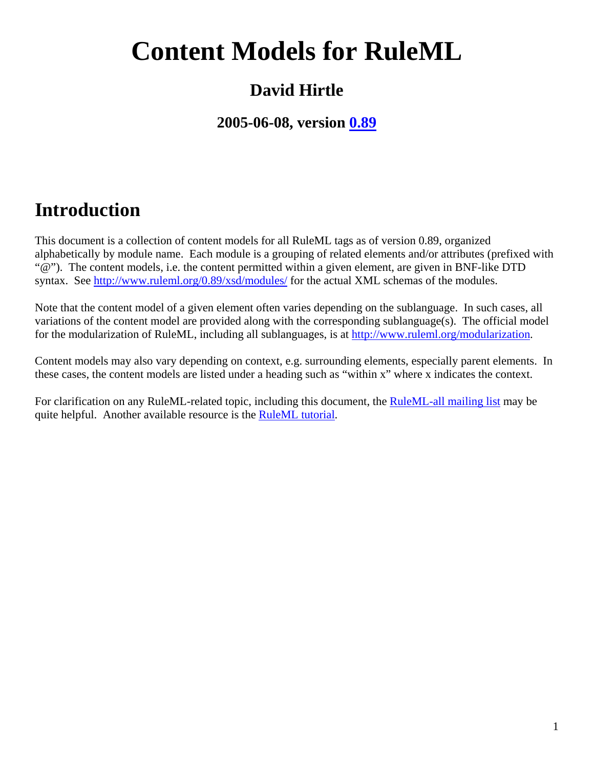# Content Models for RuleML

## David Hirtle

### 2005-06-08, version [0.89](http://www.ruleml.org/0.89)

## Introduction

This document is a collection of content models for all RuleML tags as of version 0.89, organized alphabetically by module name. Each module is a grouping of related elements and/or attributes (prefixed with "@"). The content models, i.e. the content permitted within a given element, are given in BNF-like DTD syntax. See [http://www.ruleml.org/0.89/xsd/modules/](http://www.ruleml.org/0.89/xsd/modules/) for the actual XML schemas of the modules.

Note that the content model of a given element often varies depending on the sublanguage. In such cases, all variations of the content model are provided along with the corresponding sublanguage(s). The official model for the modularization of RuleML, including all sublanguages, is at [http://www.ruleml.org/modularization](http://www.ruleml.org/modularization).

Content models may also vary depending on context, e.g. surrounding elements, especially parent elements. In these cases, the content models are listed under a heading such as "within x" where x indicates the context.

For clarification on any RuleML-related topic, including this document, the RuleML-all mailing list may be quite helpful. Another available resource is the RuleML tutorial.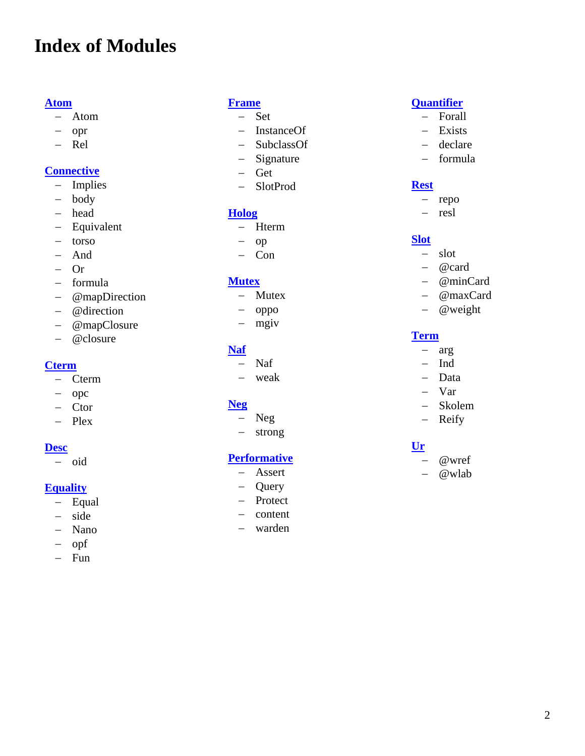# Index of Modules

**Atom**
- Atom
- opr
- Rel

**Connective**
- Implies
- body
- head
- Equivalent
- torso
- And
- Or
- formula
- @mapDirection
- @direction
- @mapClosure
- @closure

**Cterm**
- Cterm
- opc
- Ctor
- Plex

**Desc**
- oid

**Equality**
- Equal
- side
- Nano
- opf
- Fun

**Frame**
- Set
- InstanceOf
- SubclassOf
- Signature
- Get
- SlotProd

**Holog**
- Hterm
- op
- Con

**Mutex**
- Mutex
- oppo
- mgiv

**Naf**
- Naf
- weak

**Neg**
- Neg
- strong

**Performative**
- Assert
- Query
- Protect
- content
- warden

**Quantifier**
- Forall
- Exists
- declare
- formula

**Rest**
- repo
- resl

**Slot**
- slot
- @card
- @minCard
- @maxCard
- @weight

**Term**
- arg
- Ind
- Data
- Var
- Skolem
- Reify

**Ur**
- @wref
- @wlab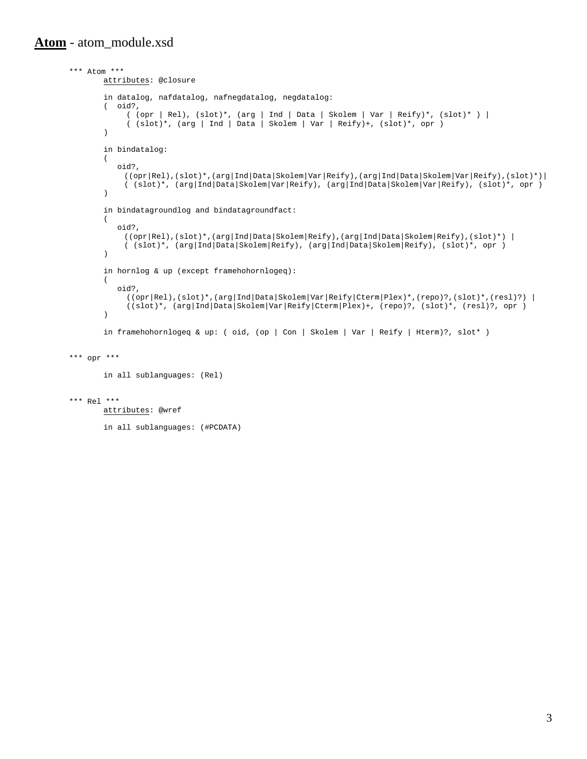## **Atom** - atom_module.xsd

```
*** Atom ***
       attributes: @closure

       in datalog, nafdatalog, nafnegdatalog, negdatalog:
       (  oid?,
            ( (opr | Rel), (slot)*, (arg | Ind | Data | Skolem | Var | Reify)*, (slot)* ) |
            ( (slot)*, (arg | Ind | Data | Skolem | Var | Reify)+, (slot)*, opr )
       )

       in bindatalog:
       (
          oid?,
           ((opr|Rel),(slot)*,(arg|Ind|Data|Skolem|Var|Reify),(arg|Ind|Data|Skolem|Var|Reify),(slot)*)|
           ( (slot)*, (arg|Ind|Data|Skolem|Var|Reify), (arg|Ind|Data|Skolem|Var|Reify), (slot)*, opr )
       )

       in bindatagroundlog and bindatagroundfact:
       (
          oid?,
           ((opr|Rel),(slot)*,(arg|Ind|Data|Skolem|Reify),(arg|Ind|Data|Skolem|Reify),(slot)*) |
           ( (slot)*, (arg|Ind|Data|Skolem|Reify), (arg|Ind|Data|Skolem|Reify), (slot)*, opr )
       )

       in hornlog & up (except framehohornlogeq):
       (
          oid?,
            ((opr|Rel),(slot)*,(arg|Ind|Data|Skolem|Var|Reify|Cterm|Plex)*,(repo)?,(slot)*,(resl)?) |
            ((slot)*, (arg|Ind|Data|Skolem|Var|Reify|Cterm|Plex)+, (repo)?, (slot)*, (resl)?, opr )
       )

       in framehohornlogeq & up: ( oid, (op | Con | Skolem | Var | Reify | Hterm)?, slot* )


*** opr ***

       in all sublanguages: (Rel)


*** Rel ***
       attributes: @wref

       in all sublanguages: (#PCDATA)
```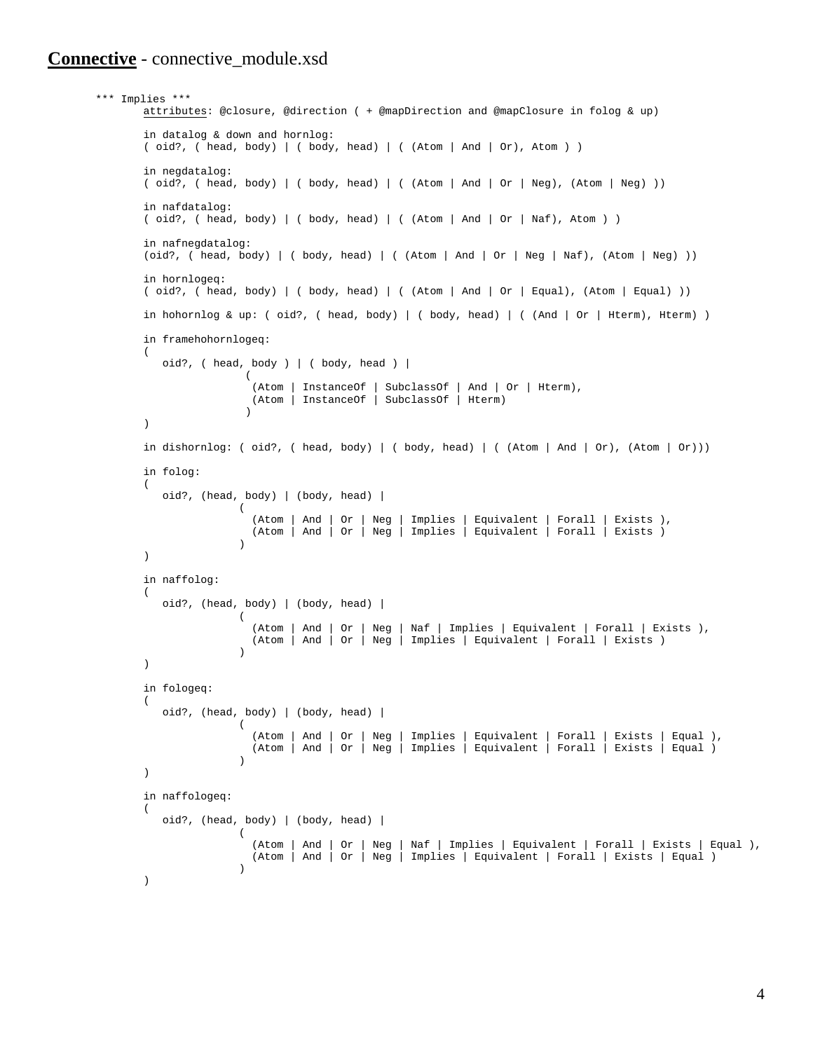## **Connective** - connective_module.xsd

```
*** Implies ***
      attributes: @closure, @direction ( + @mapDirection and @mapClosure in folog & up)

      in datalog & down and hornlog:
      ( oid?, ( head, body) | ( body, head) | ( (Atom | And | Or), Atom ) )

      in negdatalog:
      ( oid?, ( head, body) | ( body, head) | ( (Atom | And | Or | Neg), (Atom | Neg) ))

      in nafdatalog:
      ( oid?, ( head, body) | ( body, head) | ( (Atom | And | Or | Naf), Atom ) )

      in nafnegdatalog:
      (oid?, ( head, body) | ( body, head) | ( (Atom | And | Or | Neg | Naf), (Atom | Neg) ))

      in hornlogeq:
      ( oid?, ( head, body) | ( body, head) | ( (Atom | And | Or | Equal), (Atom | Equal) ))

      in hohornlog & up: ( oid?, ( head, body) | ( body, head) | ( (And | Or | Hterm), Hterm) )

      in framehohornlogeq:
      (
         oid?, ( head, body ) | ( body, head ) |
                     (
                      (Atom | InstanceOf | SubclassOf | And | Or | Hterm),
                      (Atom | InstanceOf | SubclassOf | Hterm)
                     )
      )

      in dishornlog: ( oid?, ( head, body) | ( body, head) | ( (Atom | And | Or), (Atom | Or)))

      in folog:
      (
         oid?, (head, body) | (body, head) |
                    (
                      (Atom | And | Or | Neg | Implies | Equivalent | Forall | Exists ),
                      (Atom | And | Or | Neg | Implies | Equivalent | Forall | Exists )
                    )
      )

      in naffolog:
      (
         oid?, (head, body) | (body, head) |
                    (
                      (Atom | And | Or | Neg | Naf | Implies | Equivalent | Forall | Exists ),
                      (Atom | And | Or | Neg | Implies | Equivalent | Forall | Exists )
                    )
      )

      in fologeq:
      (
         oid?, (head, body) | (body, head) |
                    (
                      (Atom | And | Or | Neg | Implies | Equivalent | Forall | Exists | Equal ),
                      (Atom | And | Or | Neg | Implies | Equivalent | Forall | Exists | Equal )
                    )
      )

      in naffologeq:
      (
         oid?, (head, body) | (body, head) |
                    (
                      (Atom | And | Or | Neg | Naf | Implies | Equivalent | Forall | Exists | Equal ),
                      (Atom | And | Or | Neg | Implies | Equivalent | Forall | Exists | Equal )
                    )
      )
```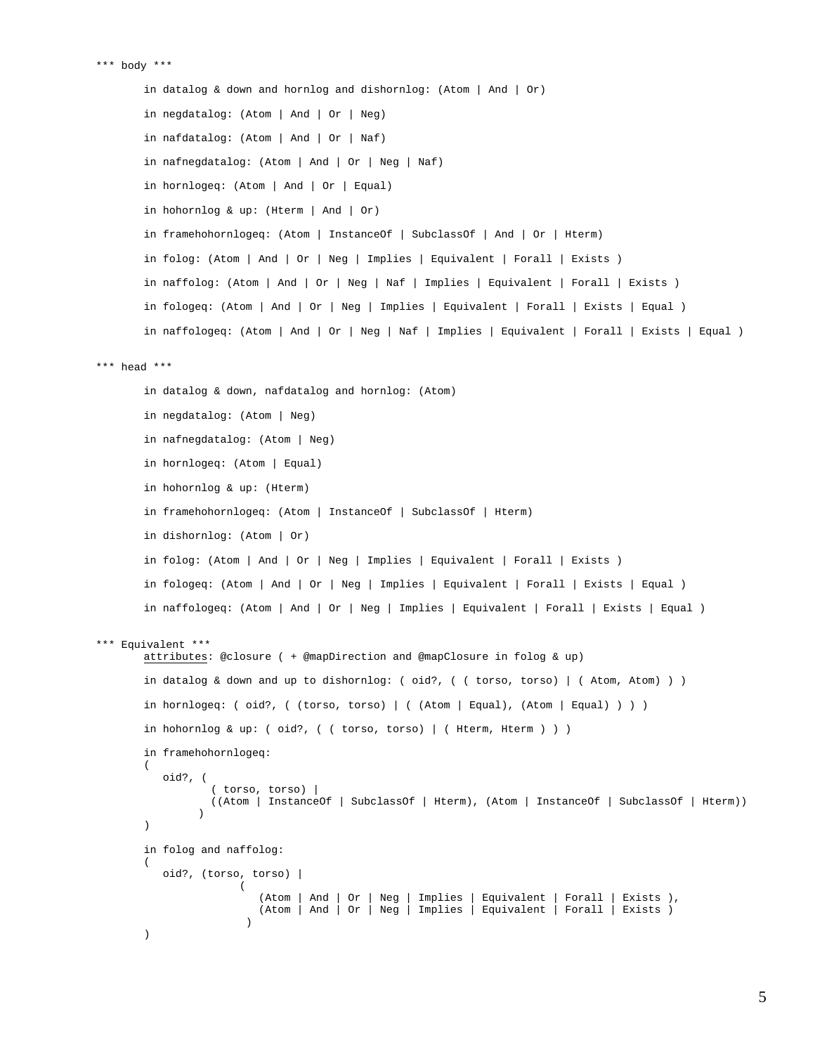```
*** body ***

       in datalog & down and hornlog and dishornlog: (Atom | And | Or)

       in negdatalog: (Atom | And | Or | Neg)

       in nafdatalog: (Atom | And | Or | Naf)

       in nafnegdatalog: (Atom | And | Or | Neg | Naf)

       in hornlogeq: (Atom | And | Or | Equal)

       in hohornlog & up: (Hterm | And | Or)

       in framehohornlogeq: (Atom | InstanceOf | SubclassOf | And | Or | Hterm)

       in folog: (Atom | And | Or | Neg | Implies | Equivalent | Forall | Exists )

       in naffolog: (Atom | And | Or | Neg | Naf | Implies | Equivalent | Forall | Exists )

       in fologeq: (Atom | And | Or | Neg | Implies | Equivalent | Forall | Exists | Equal )

       in naffologeq: (Atom | And | Or | Neg | Naf | Implies | Equivalent | Forall | Exists | Equal )

*** head ***

       in datalog & down, nafdatalog and hornlog: (Atom)

       in negdatalog: (Atom | Neg)

       in nafnegdatalog: (Atom | Neg)

       in hornlogeq: (Atom | Equal)

       in hohornlog & up: (Hterm)

       in framehohornlogeq: (Atom | InstanceOf | SubclassOf | Hterm)

       in dishornlog: (Atom | Or)

       in folog: (Atom | And | Or | Neg | Implies | Equivalent | Forall | Exists )

       in fologeq: (Atom | And | Or | Neg | Implies | Equivalent | Forall | Exists | Equal )

       in naffologeq: (Atom | And | Or | Neg | Implies | Equivalent | Forall | Exists | Equal )

*** Equivalent ***
       attributes: @closure ( + @mapDirection and @mapClosure in folog & up)

       in datalog & down and up to dishornlog: ( oid?, ( ( torso, torso) | ( Atom, Atom) ) )

       in hornlogeq: ( oid?, ( (torso, torso) | ( (Atom | Equal), (Atom | Equal) ) ) )

       in hohornlog & up: ( oid?, ( ( torso, torso) | ( Hterm, Hterm ) ) )

       in framehohornlogeq:
       (
          oid?, (
                  ( torso, torso) |
                  ((Atom | InstanceOf | SubclassOf | Hterm), (Atom | InstanceOf | SubclassOf | Hterm))
                )
       )

       in folog and naffolog:
       (
          oid?, (torso, torso) |
                     (
                        (Atom | And | Or | Neg | Implies | Equivalent | Forall | Exists ),
                        (Atom | And | Or | Neg | Implies | Equivalent | Forall | Exists )
                      )
       )
```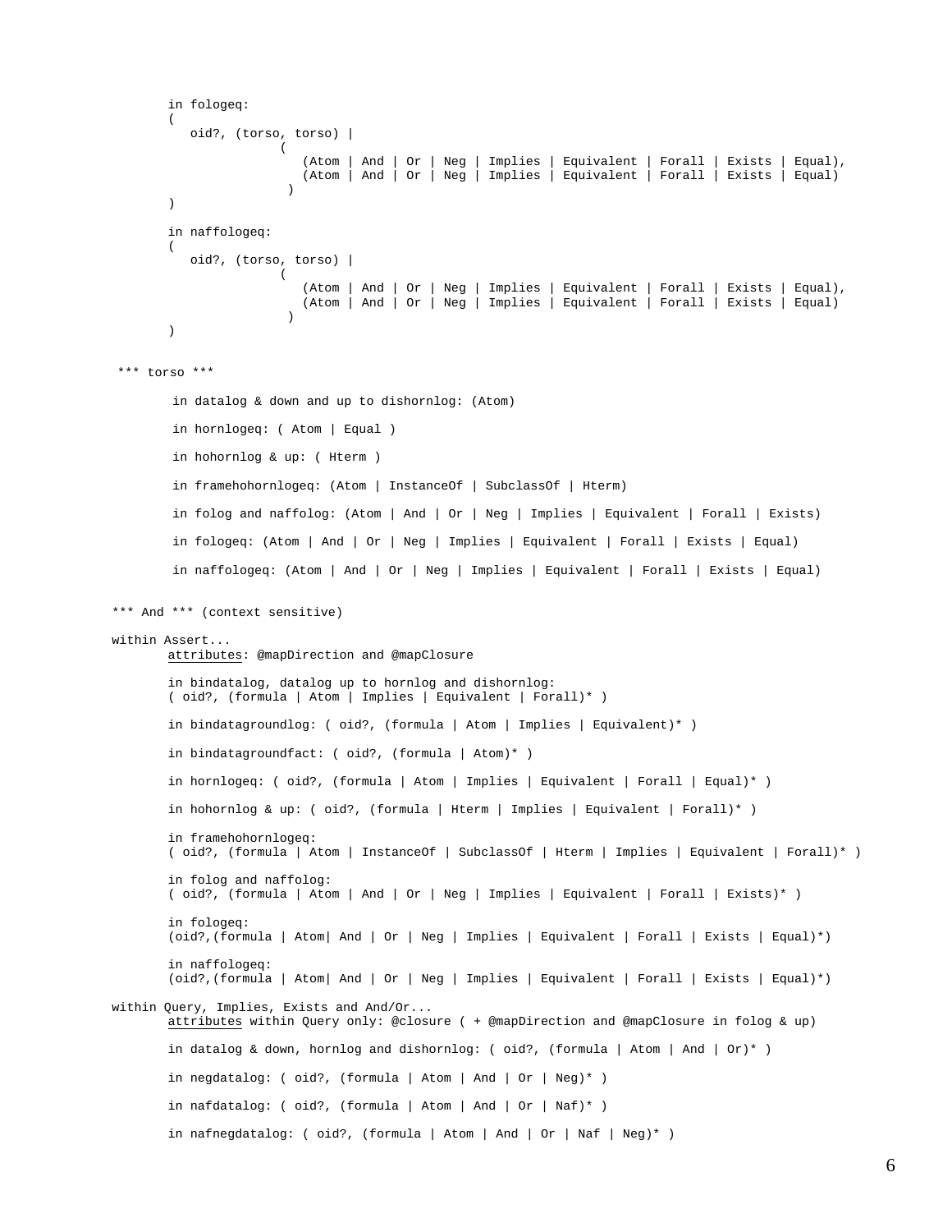```
in fologeq:
(
   oid?, (torso, torso) |
              (
                 (Atom | And | Or | Neg | Implies | Equivalent | Forall | Exists | Equal),
                 (Atom | And | Or | Neg | Implies | Equivalent | Forall | Exists | Equal)
               )
)

in naffologeq:
(
   oid?, (torso, torso) |
              (
                 (Atom | And | Or | Neg | Implies | Equivalent | Forall | Exists | Equal),
                 (Atom | And | Or | Neg | Implies | Equivalent | Forall | Exists | Equal)
               )
)
```

```
*** torso ***

 in datalog & down and up to dishornlog: (Atom)

 in hornlogeq: ( Atom | Equal )

 in hohornlog & up: ( Hterm )

 in framehohornlogeq: (Atom | InstanceOf | SubclassOf | Hterm)

 in folog and naffolog: (Atom | And | Or | Neg | Implies | Equivalent | Forall | Exists)

 in fologeq: (Atom | And | Or | Neg | Implies | Equivalent | Forall | Exists | Equal)

 in naffologeq: (Atom | And | Or | Neg | Implies | Equivalent | Forall | Exists | Equal)
```

```
*** And *** (context sensitive)

within Assert...
       attributes: @mapDirection and @mapClosure

       in bindatalog, datalog up to hornlog and dishornlog:
       ( oid?, (formula | Atom | Implies | Equivalent | Forall)* )

       in bindatagroundlog: ( oid?, (formula | Atom | Implies | Equivalent)* )

       in bindatagroundfact: ( oid?, (formula | Atom)* )

       in hornlogeq: ( oid?, (formula | Atom | Implies | Equivalent | Forall | Equal)* )

       in hohornlog & up: ( oid?, (formula | Hterm | Implies | Equivalent | Forall)* )

       in framehohornlogeq:
       ( oid?, (formula | Atom | InstanceOf | SubclassOf | Hterm | Implies | Equivalent | Forall)* )

       in folog and naffolog:
       ( oid?, (formula | Atom | And | Or | Neg | Implies | Equivalent | Forall | Exists)* )

       in fologeq:
       (oid?,(formula | Atom| And | Or | Neg | Implies | Equivalent | Forall | Exists | Equal)*)

       in naffologeq:
       (oid?,(formula | Atom| And | Or | Neg | Implies | Equivalent | Forall | Exists | Equal)*)

within Query, Implies, Exists and And/Or...
       attributes within Query only: @closure ( + @mapDirection and @mapClosure in folog & up)

       in datalog & down, hornlog and dishornlog: ( oid?, (formula | Atom | And | Or)* )

       in negdatalog: ( oid?, (formula | Atom | And | Or | Neg)* )

       in nafdatalog: ( oid?, (formula | Atom | And | Or | Naf)* )

       in nafnegdatalog: ( oid?, (formula | Atom | And | Or | Naf | Neg)* )
```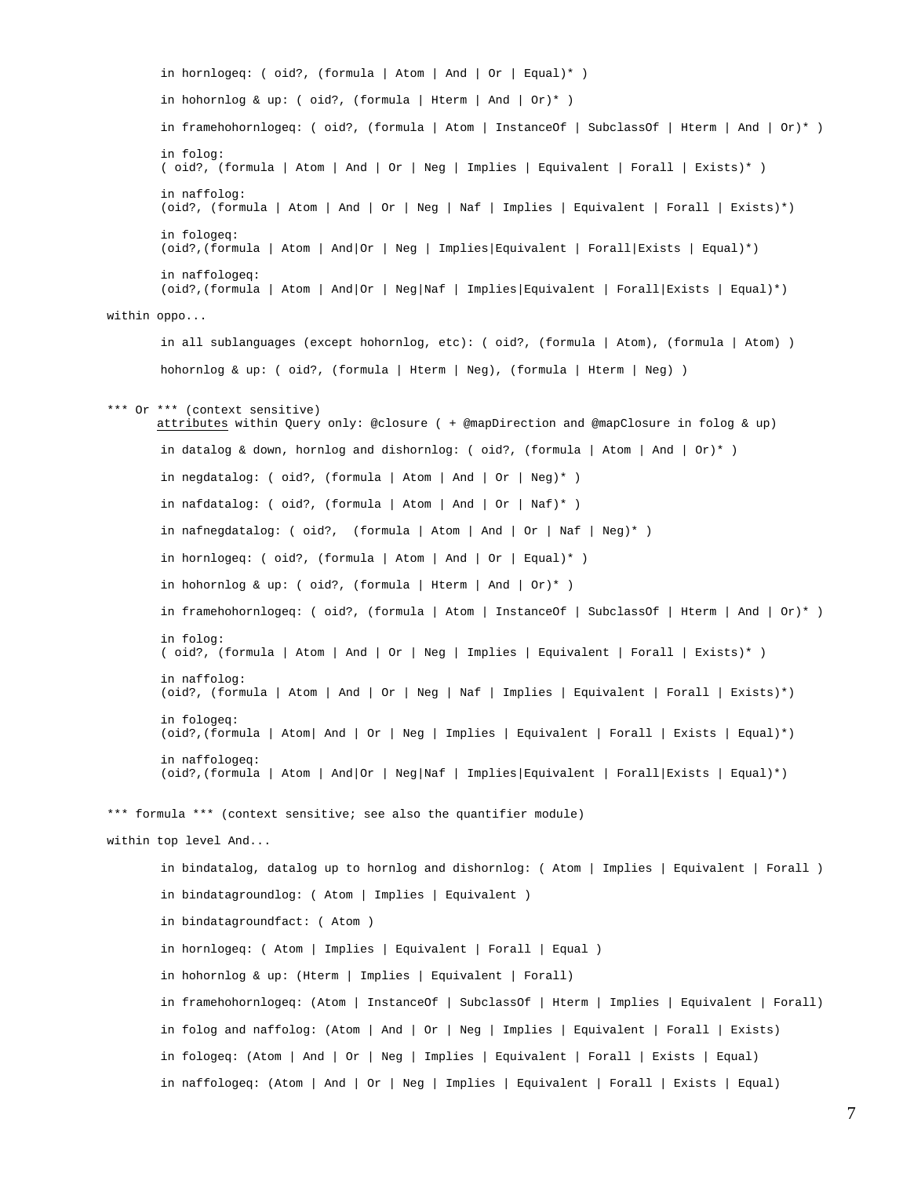```
        in hornlogeq: ( oid?, (formula | Atom | And | Or | Equal)* )

        in hohornlog & up: ( oid?, (formula | Hterm | And | Or)* )

        in framehohornlogeq: ( oid?, (formula | Atom | InstanceOf | SubclassOf | Hterm | And | Or)* )

        in folog:
        ( oid?, (formula | Atom | And | Or | Neg | Implies | Equivalent | Forall | Exists)* )

        in naffolog:
        (oid?, (formula | Atom | And | Or | Neg | Naf | Implies | Equivalent | Forall | Exists)*)

        in fologeq:
        (oid?,(formula | Atom | And|Or | Neg | Implies|Equivalent | Forall|Exists | Equal)*)

        in naffologeq:
        (oid?,(formula | Atom | And|Or | Neg|Naf | Implies|Equivalent | Forall|Exists | Equal)*)

within oppo...

        in all sublanguages (except hohornlog, etc): ( oid?, (formula | Atom), (formula | Atom) )

        hohornlog & up: ( oid?, (formula | Hterm | Neg), (formula | Hterm | Neg) )


*** Or *** (context sensitive)
       attributes within Query only: @closure ( + @mapDirection and @mapClosure in folog & up)

        in datalog & down, hornlog and dishornlog: ( oid?, (formula | Atom | And | Or)* )

        in negdatalog: ( oid?, (formula | Atom | And | Or | Neg)* )

        in nafdatalog: ( oid?, (formula | Atom | And | Or | Naf)* )

        in nafnegdatalog: ( oid?,  (formula | Atom | And | Or | Naf | Neg)* )

        in hornlogeq: ( oid?, (formula | Atom | And | Or | Equal)* )

        in hohornlog & up: ( oid?, (formula | Hterm | And | Or)* )

        in framehohornlogeq: ( oid?, (formula | Atom | InstanceOf | SubclassOf | Hterm | And | Or)* )

        in folog:
        ( oid?, (formula | Atom | And | Or | Neg | Implies | Equivalent | Forall | Exists)* )

        in naffolog:
        (oid?, (formula | Atom | And | Or | Neg | Naf | Implies | Equivalent | Forall | Exists)*)

        in fologeq:
        (oid?,(formula | Atom| And | Or | Neg | Implies | Equivalent | Forall | Exists | Equal)*)

        in naffologeq:
        (oid?,(formula | Atom | And|Or | Neg|Naf | Implies|Equivalent | Forall|Exists | Equal)*)


*** formula *** (context sensitive; see also the quantifier module)

within top level And...

        in bindatalog, datalog up to hornlog and dishornlog: ( Atom | Implies | Equivalent | Forall )

        in bindatagroundlog: ( Atom | Implies | Equivalent )

        in bindatagroundfact: ( Atom )

        in hornlogeq: ( Atom | Implies | Equivalent | Forall | Equal )

        in hohornlog & up: (Hterm | Implies | Equivalent | Forall)

        in framehohornlogeq: (Atom | InstanceOf | SubclassOf | Hterm | Implies | Equivalent | Forall)

        in folog and naffolog: (Atom | And | Or | Neg | Implies | Equivalent | Forall | Exists)

        in fologeq: (Atom | And | Or | Neg | Implies | Equivalent | Forall | Exists | Equal)

        in naffologeq: (Atom | And | Or | Neg | Implies | Equivalent | Forall | Exists | Equal)
```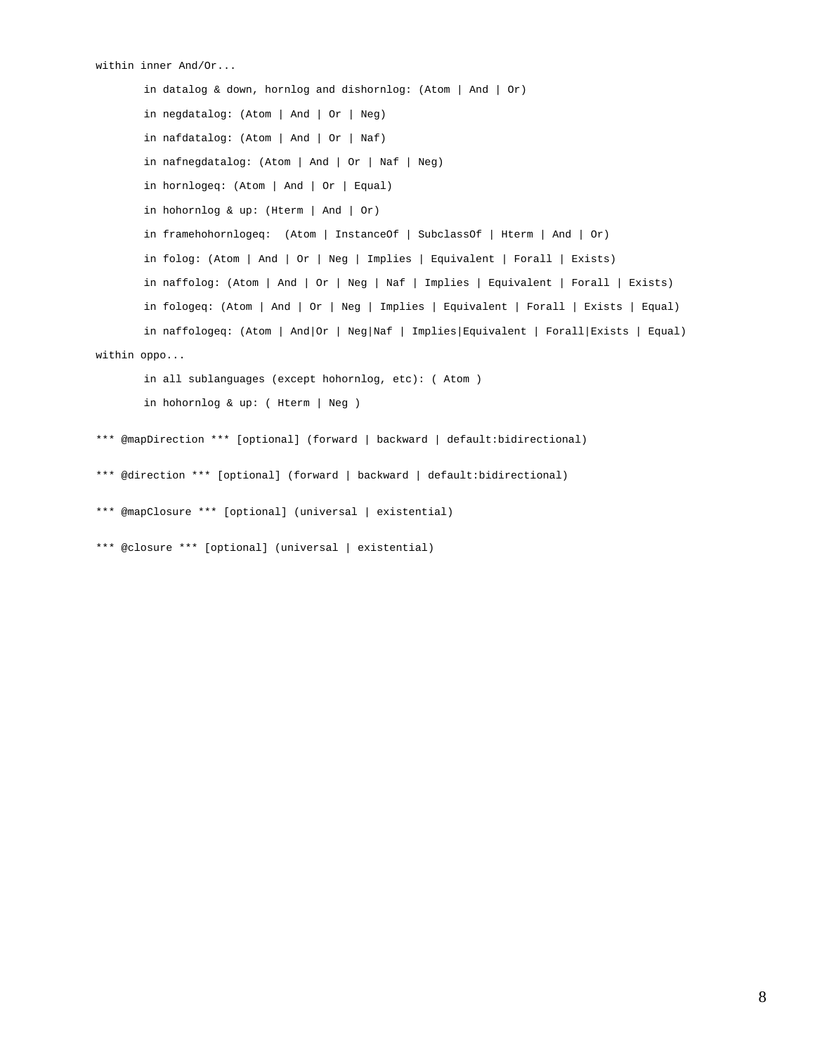```
within inner And/Or...

        in datalog & down, hornlog and dishornlog: (Atom | And | Or)

        in negdatalog: (Atom | And | Or | Neg)

        in nafdatalog: (Atom | And | Or | Naf)

        in nafnegdatalog: (Atom | And | Or | Naf | Neg)

        in hornlogeq: (Atom | And | Or | Equal)

        in hohornlog & up: (Hterm | And | Or)

        in framehohornlogeq:  (Atom | InstanceOf | SubclassOf | Hterm | And | Or)

        in folog: (Atom | And | Or | Neg | Implies | Equivalent | Forall | Exists)

        in naffolog: (Atom | And | Or | Neg | Naf | Implies | Equivalent | Forall | Exists)

        in fologeq: (Atom | And | Or | Neg | Implies | Equivalent | Forall | Exists | Equal)

        in naffologeq: (Atom | And|Or | Neg|Naf | Implies|Equivalent | Forall|Exists | Equal)

within oppo...

        in all sublanguages (except hohornlog, etc): ( Atom )

        in hohornlog & up: ( Hterm | Neg )

*** @mapDirection *** [optional] (forward | backward | default:bidirectional)

*** @direction *** [optional] (forward | backward | default:bidirectional)

*** @mapClosure *** [optional] (universal | existential)

*** @closure *** [optional] (universal | existential)
```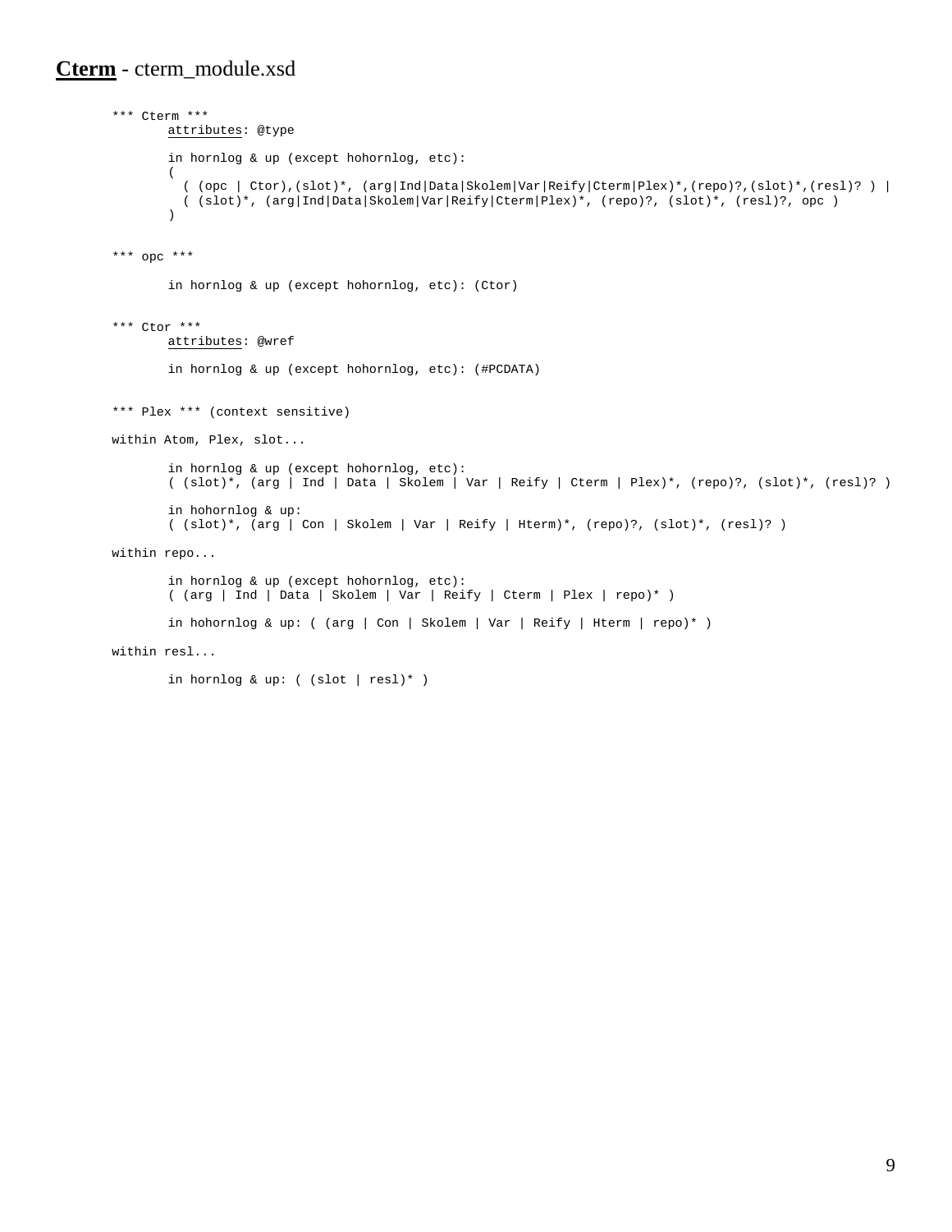## **Cterm** - cterm_module.xsd

```
*** Cterm ***
       attributes: @type

       in hornlog & up (except hohornlog, etc):
       (
         ( (opc | Ctor),(slot)*, (arg|Ind|Data|Skolem|Var|Reify|Cterm|Plex)*,(repo)?,(slot)*,(resl)? ) |
         ( (slot)*, (arg|Ind|Data|Skolem|Var|Reify|Cterm|Plex)*, (repo)?, (slot)*, (resl)?, opc )
       )


*** opc ***

       in hornlog & up (except hohornlog, etc): (Ctor)


*** Ctor ***
       attributes: @wref

       in hornlog & up (except hohornlog, etc): (#PCDATA)


*** Plex *** (context sensitive)

within Atom, Plex, slot...

       in hornlog & up (except hohornlog, etc):
       ( (slot)*, (arg | Ind | Data | Skolem | Var | Reify | Cterm | Plex)*, (repo)?, (slot)*, (resl)? )

       in hohornlog & up:
       ( (slot)*, (arg | Con | Skolem | Var | Reify | Hterm)*, (repo)?, (slot)*, (resl)? )

within repo...

       in hornlog & up (except hohornlog, etc):
       ( (arg | Ind | Data | Skolem | Var | Reify | Cterm | Plex | repo)* )

       in hohornlog & up: ( (arg | Con | Skolem | Var | Reify | Hterm | repo)* )

within resl...

       in hornlog & up: ( (slot | resl)* )
```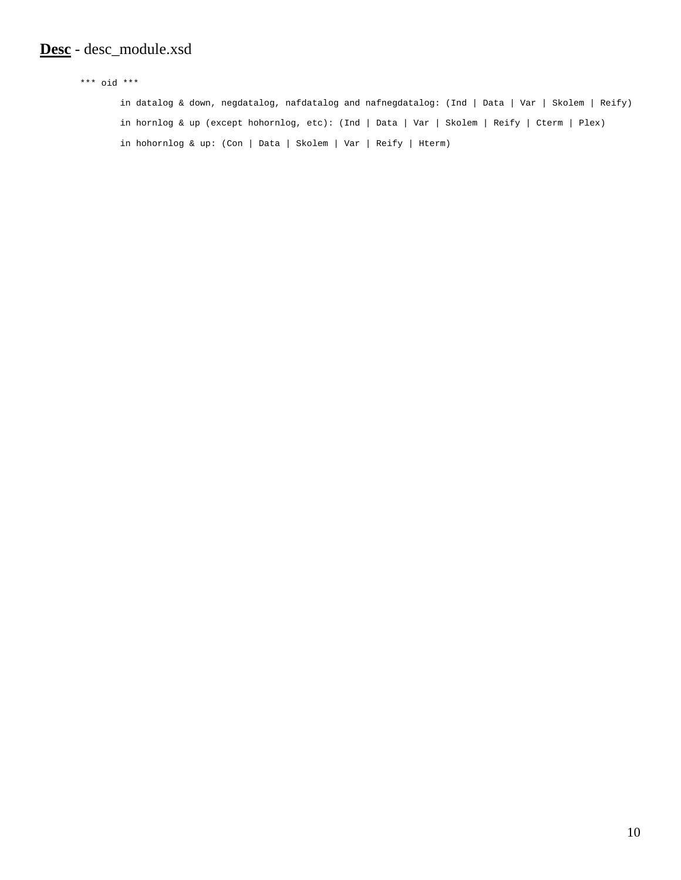**<u>Desc</u>** - desc_module.xsd

```
*** oid ***

        in datalog & down, negdatalog, nafdatalog and nafnegdatalog: (Ind | Data | Var | Skolem | Reify)

        in hornlog & up (except hohornlog, etc): (Ind | Data | Var | Skolem | Reify | Cterm | Plex)

        in hohornlog & up: (Con | Data | Skolem | Var | Reify | Hterm)
```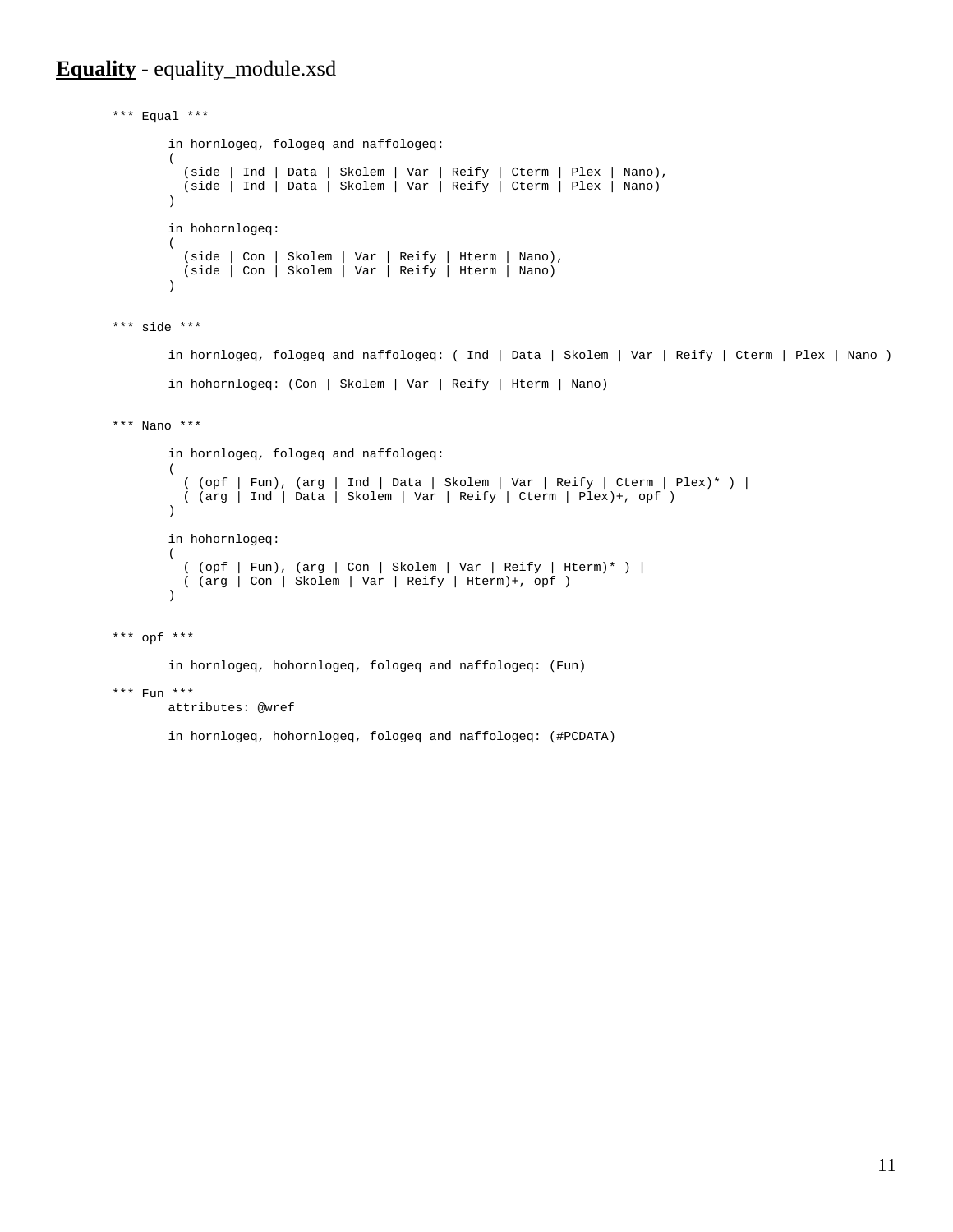## **Equality** - equality_module.xsd

```
*** Equal ***

       in hornlogeq, fologeq and naffologeq:
       (
         (side | Ind | Data | Skolem | Var | Reify | Cterm | Plex | Nano),
         (side | Ind | Data | Skolem | Var | Reify | Cterm | Plex | Nano)
       )

       in hohornlogeq:
       (
         (side | Con | Skolem | Var | Reify | Hterm | Nano),
         (side | Con | Skolem | Var | Reify | Hterm | Nano)
       )


*** side ***

       in hornlogeq, fologeq and naffologeq: ( Ind | Data | Skolem | Var | Reify | Cterm | Plex | Nano )

       in hohornlogeq: (Con | Skolem | Var | Reify | Hterm | Nano)


*** Nano ***

       in hornlogeq, fologeq and naffologeq:
       (
         ( (opf | Fun), (arg | Ind | Data | Skolem | Var | Reify | Cterm | Plex)* ) |
         ( (arg | Ind | Data | Skolem | Var | Reify | Cterm | Plex)+, opf )
       )

       in hohornlogeq:
       (
         ( (opf | Fun), (arg | Con | Skolem | Var | Reify | Hterm)* ) |
         ( (arg | Con | Skolem | Var | Reify | Hterm)+, opf )
       )


*** opf ***

       in hornlogeq, hohornlogeq, fologeq and naffologeq: (Fun)

*** Fun ***
       attributes: @wref

       in hornlogeq, hohornlogeq, fologeq and naffologeq: (#PCDATA)
```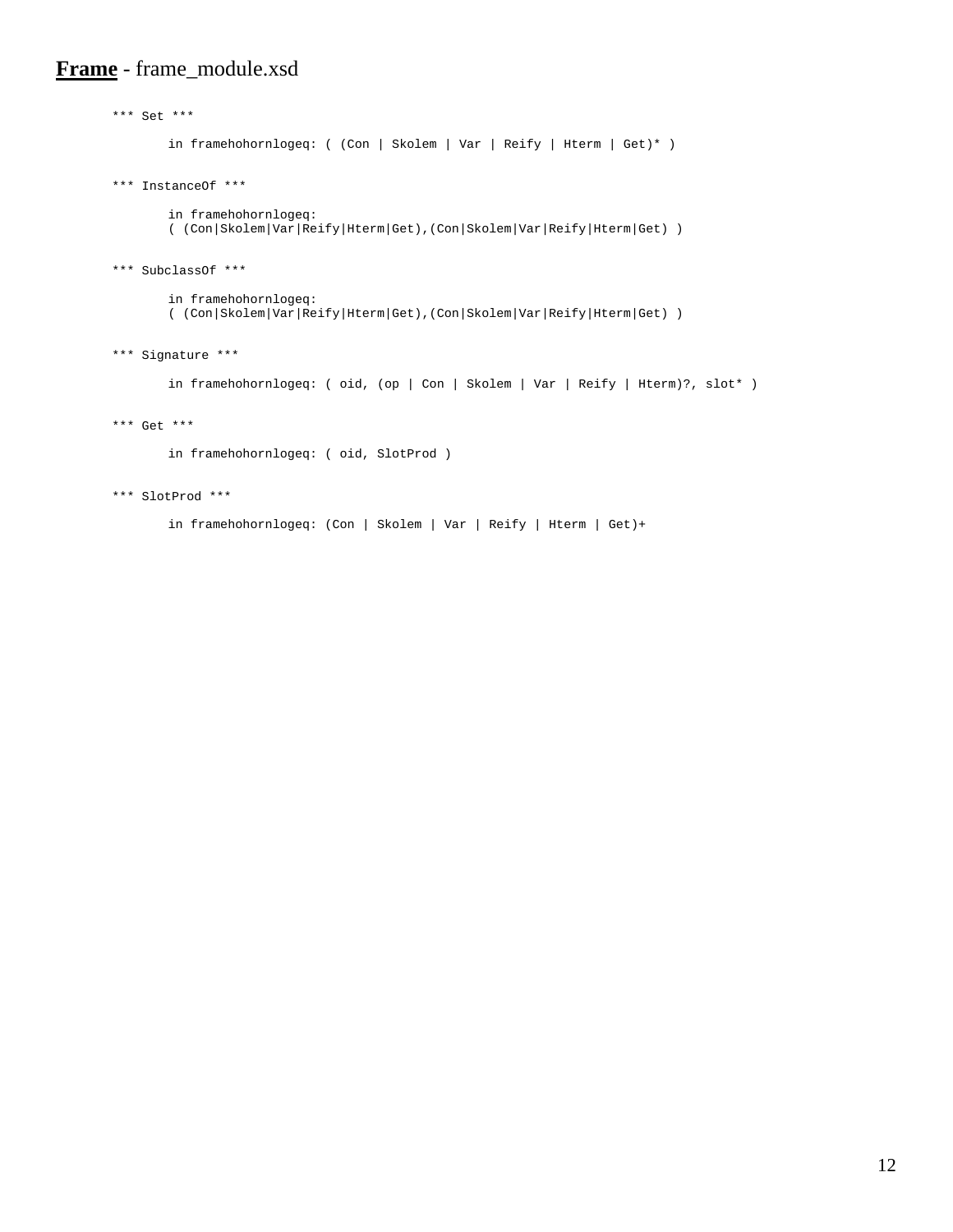## **Frame** - frame_module.xsd

```
*** Set ***

       in framehohornlogeq: ( (Con | Skolem | Var | Reify | Hterm | Get)* )


*** InstanceOf ***

       in framehohornlogeq:
       ( (Con|Skolem|Var|Reify|Hterm|Get),(Con|Skolem|Var|Reify|Hterm|Get) )


*** SubclassOf ***

       in framehohornlogeq:
       ( (Con|Skolem|Var|Reify|Hterm|Get),(Con|Skolem|Var|Reify|Hterm|Get) )


*** Signature ***

       in framehohornlogeq: ( oid, (op | Con | Skolem | Var | Reify | Hterm)?, slot* )


*** Get ***

       in framehohornlogeq: ( oid, SlotProd )


*** SlotProd ***

       in framehohornlogeq: (Con | Skolem | Var | Reify | Hterm | Get)+
```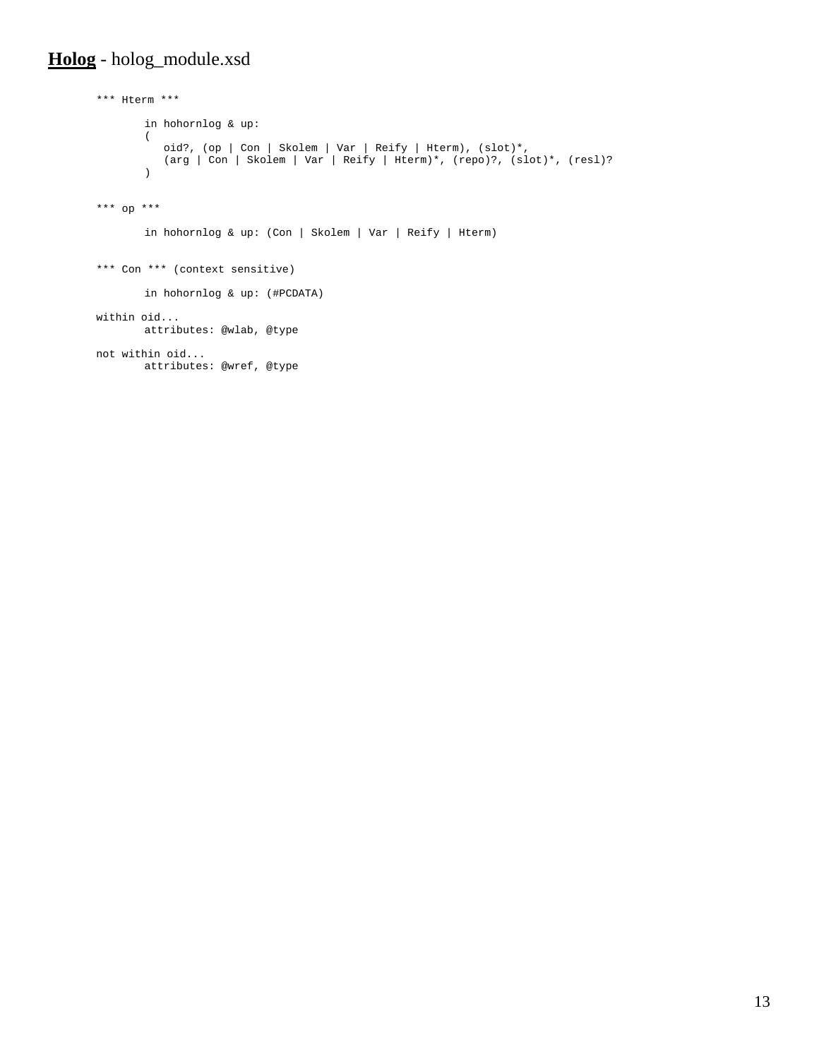**Holog** - holog_module.xsd

```
*** Hterm ***

       in hohornlog & up:
       (
          oid?, (op | Con | Skolem | Var | Reify | Hterm), (slot)*,
          (arg | Con | Skolem | Var | Reify | Hterm)*, (repo)?, (slot)*, (resl)?
       )


*** op ***

       in hohornlog & up: (Con | Skolem | Var | Reify | Hterm)


*** Con *** (context sensitive)

       in hohornlog & up: (#PCDATA)

within oid...
       attributes: @wlab, @type

not within oid...
       attributes: @wref, @type
```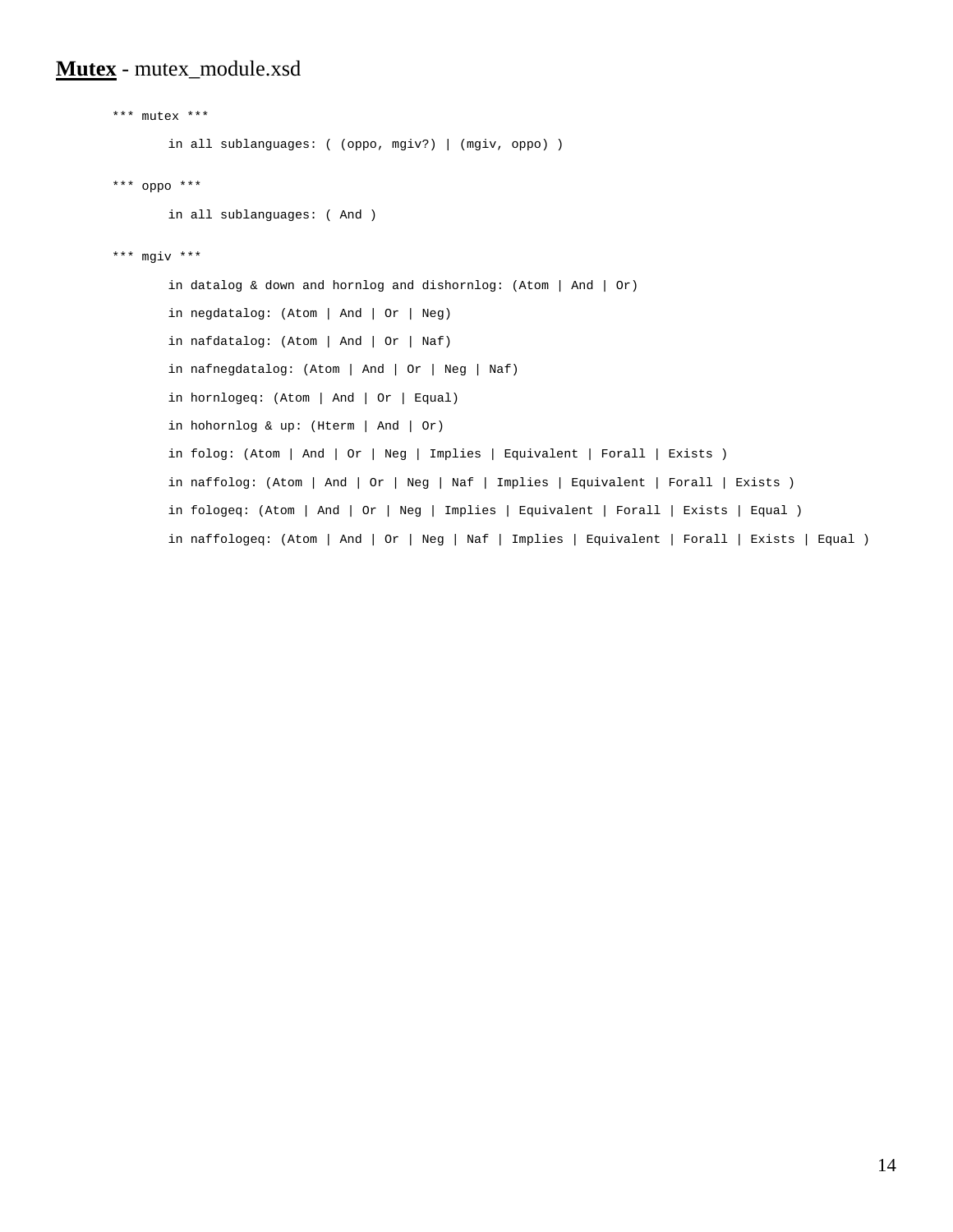## **Mutex** - mutex_module.xsd

```
*** mutex ***

        in all sublanguages: ( (oppo, mgiv?) | (mgiv, oppo) )

*** oppo ***

        in all sublanguages: ( And )

*** mgiv ***

        in datalog & down and hornlog and dishornlog: (Atom | And | Or)

        in negdatalog: (Atom | And | Or | Neg)

        in nafdatalog: (Atom | And | Or | Naf)

        in nafnegdatalog: (Atom | And | Or | Neg | Naf)

        in hornlogeq: (Atom | And | Or | Equal)

        in hohornlog & up: (Hterm | And | Or)

        in folog: (Atom | And | Or | Neg | Implies | Equivalent | Forall | Exists )

        in naffolog: (Atom | And | Or | Neg | Naf | Implies | Equivalent | Forall | Exists )

        in fologeq: (Atom | And | Or | Neg | Implies | Equivalent | Forall | Exists | Equal )

        in naffologeq: (Atom | And | Or | Neg | Naf | Implies | Equivalent | Forall | Exists | Equal )
```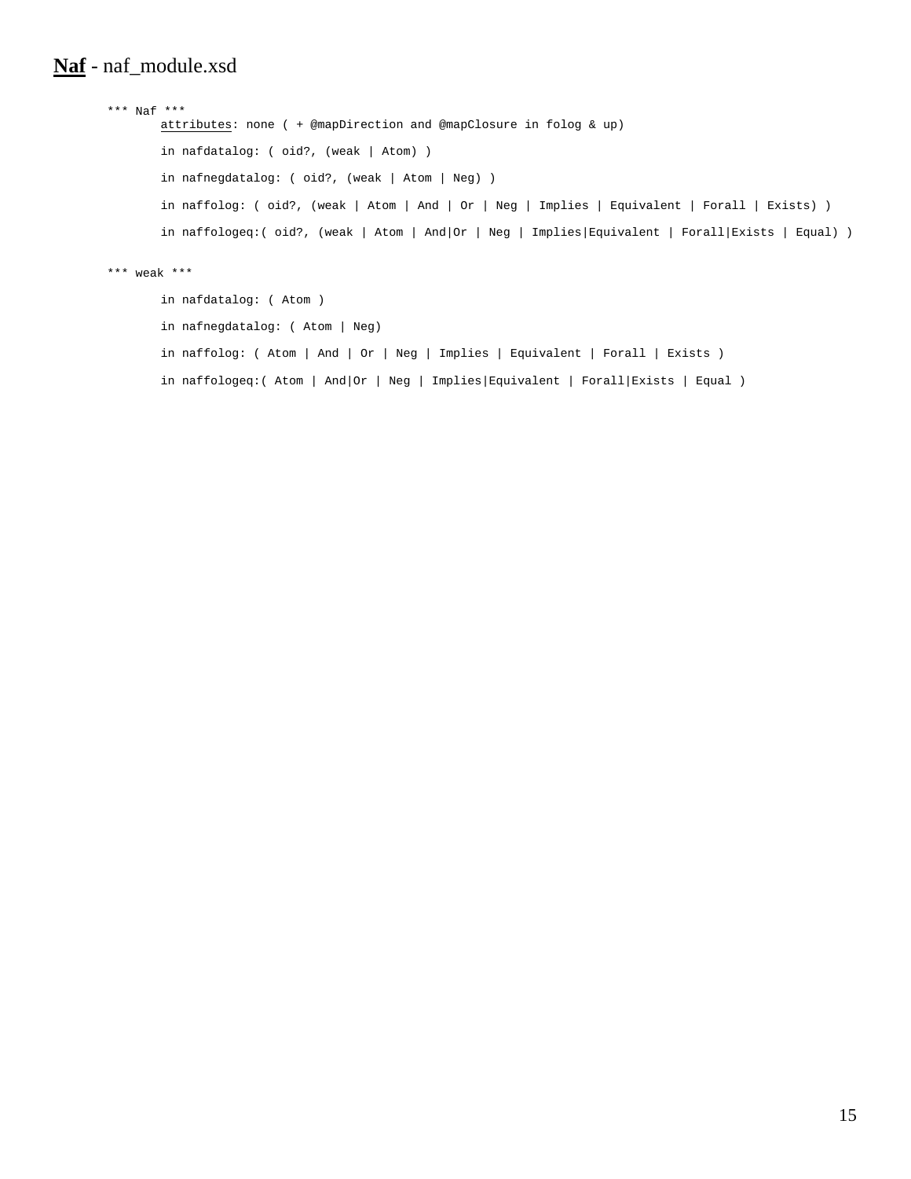## **Naf** - naf_module.xsd

```
*** Naf ***
        attributes: none ( + @mapDirection and @mapClosure in folog & up)

        in nafdatalog: ( oid?, (weak | Atom) )

        in nafnegdatalog: ( oid?, (weak | Atom | Neg) )

        in naffolog: ( oid?, (weak | Atom | And | Or | Neg | Implies | Equivalent | Forall | Exists) )

        in naffologeq:( oid?, (weak | Atom | And|Or | Neg | Implies|Equivalent | Forall|Exists | Equal) )

*** weak ***

        in nafdatalog: ( Atom )

        in nafnegdatalog: ( Atom | Neg)

        in naffolog: ( Atom | And | Or | Neg | Implies | Equivalent | Forall | Exists )

        in naffologeq:( Atom | And|Or | Neg | Implies|Equivalent | Forall|Exists | Equal )
```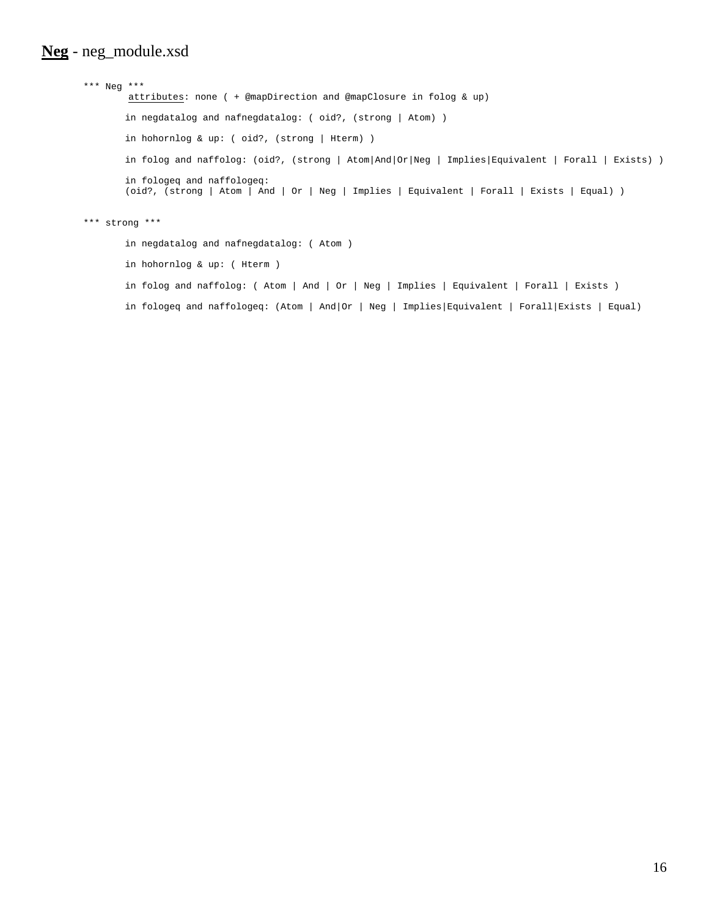## **Neg** - neg_module.xsd

```
*** Neg ***
        attributes: none ( + @mapDirection and @mapClosure in folog & up)

        in negdatalog and nafnegdatalog: ( oid?, (strong | Atom) )

        in hohornlog & up: ( oid?, (strong | Hterm) )

        in folog and naffolog: (oid?, (strong | Atom|And|Or|Neg | Implies|Equivalent | Forall | Exists) )

        in fologeq and naffologeq:
        (oid?, (strong | Atom | And | Or | Neg | Implies | Equivalent | Forall | Exists | Equal) )


*** strong ***

        in negdatalog and nafnegdatalog: ( Atom )

        in hohornlog & up: ( Hterm )

        in folog and naffolog: ( Atom | And | Or | Neg | Implies | Equivalent | Forall | Exists )

        in fologeq and naffologeq: (Atom | And|Or | Neg | Implies|Equivalent | Forall|Exists | Equal)
```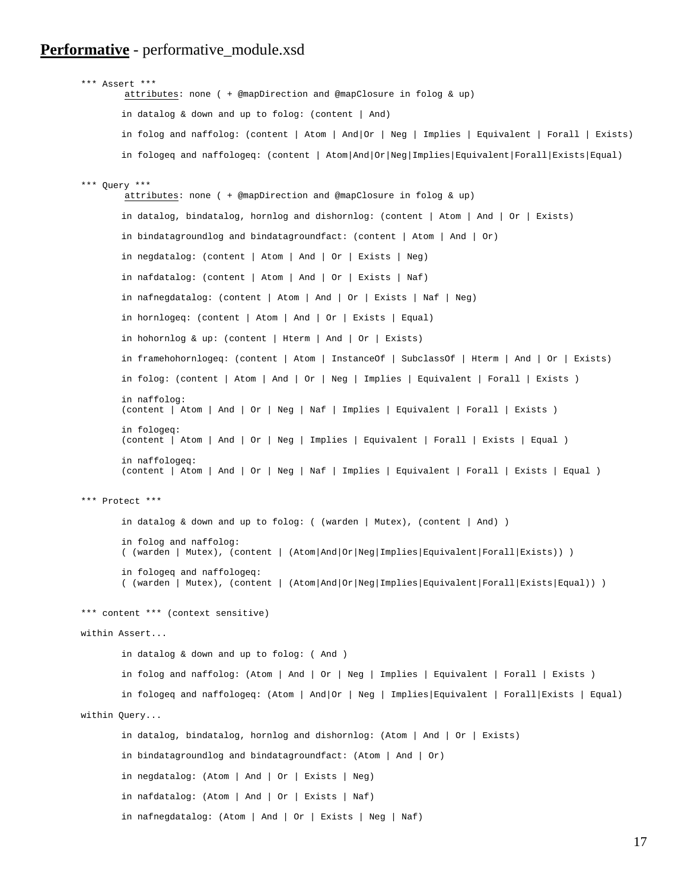**Performative** - performative_module.xsd

```
*** Assert ***
        attributes: none ( + @mapDirection and @mapClosure in folog & up)

       in datalog & down and up to folog: (content | And)

       in folog and naffolog: (content | Atom | And|Or | Neg | Implies | Equivalent | Forall | Exists)

       in fologeq and naffologeq: (content | Atom|And|Or|Neg|Implies|Equivalent|Forall|Exists|Equal)


*** Query ***
        attributes: none ( + @mapDirection and @mapClosure in folog & up)

       in datalog, bindatalog, hornlog and dishornlog: (content | Atom | And | Or | Exists)

       in bindatagroundlog and bindatagroundfact: (content | Atom | And | Or)

       in negdatalog: (content | Atom | And | Or | Exists | Neg)

       in nafdatalog: (content | Atom | And | Or | Exists | Naf)

       in nafnegdatalog: (content | Atom | And | Or | Exists | Naf | Neg)

       in hornlogeq: (content | Atom | And | Or | Exists | Equal)

       in hohornlog & up: (content | Hterm | And | Or | Exists)

       in framehohornlogeq: (content | Atom | InstanceOf | SubclassOf | Hterm | And | Or | Exists)

       in folog: (content | Atom | And | Or | Neg | Implies | Equivalent | Forall | Exists )

       in naffolog:
       (content | Atom | And | Or | Neg | Naf | Implies | Equivalent | Forall | Exists )

       in fologeq:
       (content | Atom | And | Or | Neg | Implies | Equivalent | Forall | Exists | Equal )

       in naffologeq:
       (content | Atom | And | Or | Neg | Naf | Implies | Equivalent | Forall | Exists | Equal )


*** Protect ***

       in datalog & down and up to folog: ( (warden | Mutex), (content | And) )

       in folog and naffolog:
       ( (warden | Mutex), (content | (Atom|And|Or|Neg|Implies|Equivalent|Forall|Exists)) )

       in fologeq and naffologeq:
       ( (warden | Mutex), (content | (Atom|And|Or|Neg|Implies|Equivalent|Forall|Exists|Equal)) )


*** content *** (context sensitive)

within Assert...

       in datalog & down and up to folog: ( And )

       in folog and naffolog: (Atom | And | Or | Neg | Implies | Equivalent | Forall | Exists )

       in fologeq and naffologeq: (Atom | And|Or | Neg | Implies|Equivalent | Forall|Exists | Equal)

within Query...

       in datalog, bindatalog, hornlog and dishornlog: (Atom | And | Or | Exists)

       in bindatagroundlog and bindatagroundfact: (Atom | And | Or)

       in negdatalog: (Atom | And | Or | Exists | Neg)

       in nafdatalog: (Atom | And | Or | Exists | Naf)

       in nafnegdatalog: (Atom | And | Or | Exists | Neg | Naf)
```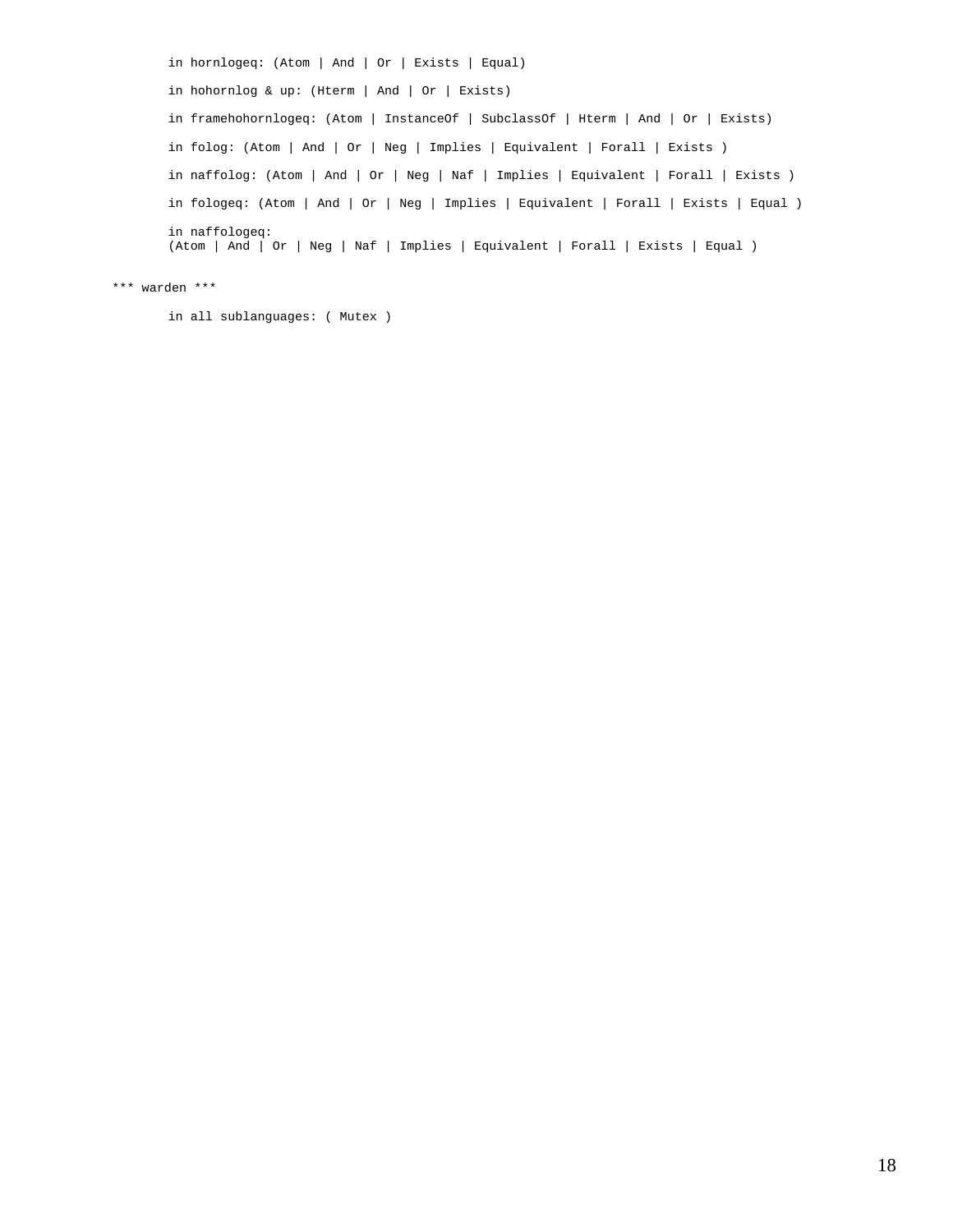```
in hornlogeq: (Atom | And | Or | Exists | Equal)

in hohornlog & up: (Hterm | And | Or | Exists)

in framehohornlogeq: (Atom | InstanceOf | SubclassOf | Hterm | And | Or | Exists)

in folog: (Atom | And | Or | Neg | Implies | Equivalent | Forall | Exists )

in naffolog: (Atom | And | Or | Neg | Naf | Implies | Equivalent | Forall | Exists )

in fologeq: (Atom | And | Or | Neg | Implies | Equivalent | Forall | Exists | Equal )

in naffologeq:
(Atom | And | Or | Neg | Naf | Implies | Equivalent | Forall | Exists | Equal )
```

```
*** warden ***

    in all sublanguages: ( Mutex )
```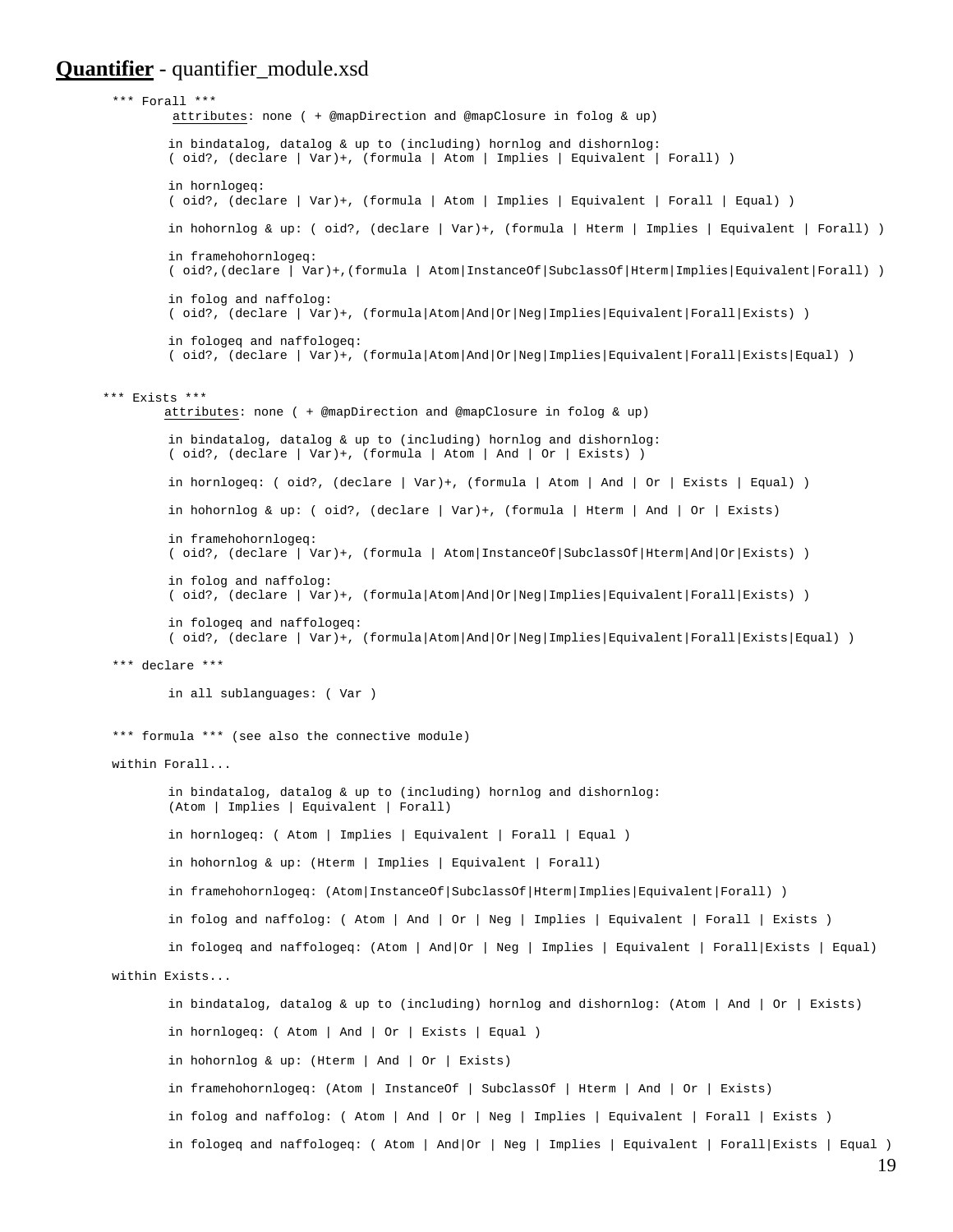## **Quantifier** - quantifier_module.xsd

```
*** Forall ***
        attributes: none ( + @mapDirection and @mapClosure in folog & up)

        in bindatalog, datalog & up to (including) hornlog and dishornlog:
        ( oid?, (declare | Var)+, (formula | Atom | Implies | Equivalent | Forall) )

        in hornlogeq:
        ( oid?, (declare | Var)+, (formula | Atom | Implies | Equivalent | Forall | Equal) )

        in hohornlog & up: ( oid?, (declare | Var)+, (formula | Hterm | Implies | Equivalent | Forall) )

        in framehohornlogeq:
        ( oid?,(declare | Var)+,(formula | Atom|InstanceOf|SubclassOf|Hterm|Implies|Equivalent|Forall) )

        in folog and naffolog:
        ( oid?, (declare | Var)+, (formula|Atom|And|Or|Neg|Implies|Equivalent|Forall|Exists) )

        in fologeq and naffologeq:
        ( oid?, (declare | Var)+, (formula|Atom|And|Or|Neg|Implies|Equivalent|Forall|Exists|Equal) )


*** Exists ***
        attributes: none ( + @mapDirection and @mapClosure in folog & up)

        in bindatalog, datalog & up to (including) hornlog and dishornlog:
        ( oid?, (declare | Var)+, (formula | Atom | And | Or | Exists) )

        in hornlogeq: ( oid?, (declare | Var)+, (formula | Atom | And | Or | Exists | Equal) )

        in hohornlog & up: ( oid?, (declare | Var)+, (formula | Hterm | And | Or | Exists)

        in framehohornlogeq:
        ( oid?, (declare | Var)+, (formula | Atom|InstanceOf|SubclassOf|Hterm|And|Or|Exists) )

        in folog and naffolog:
        ( oid?, (declare | Var)+, (formula|Atom|And|Or|Neg|Implies|Equivalent|Forall|Exists) )

        in fologeq and naffologeq:
        ( oid?, (declare | Var)+, (formula|Atom|And|Or|Neg|Implies|Equivalent|Forall|Exists|Equal) )

*** declare ***

        in all sublanguages: ( Var )


*** formula *** (see also the connective module)

within Forall...

        in bindatalog, datalog & up to (including) hornlog and dishornlog:
        (Atom | Implies | Equivalent | Forall)

        in hornlogeq: ( Atom | Implies | Equivalent | Forall | Equal )

        in hohornlog & up: (Hterm | Implies | Equivalent | Forall)

        in framehohornlogeq: (Atom|InstanceOf|SubclassOf|Hterm|Implies|Equivalent|Forall) )

        in folog and naffolog: ( Atom | And | Or | Neg | Implies | Equivalent | Forall | Exists )

        in fologeq and naffologeq: (Atom | And|Or | Neg | Implies | Equivalent | Forall|Exists | Equal)

within Exists...

        in bindatalog, datalog & up to (including) hornlog and dishornlog: (Atom | And | Or | Exists)

        in hornlogeq: ( Atom | And | Or | Exists | Equal )

        in hohornlog & up: (Hterm | And | Or | Exists)

        in framehohornlogeq: (Atom | InstanceOf | SubclassOf | Hterm | And | Or | Exists)

        in folog and naffolog: ( Atom | And | Or | Neg | Implies | Equivalent | Forall | Exists )

        in fologeq and naffologeq: ( Atom | And|Or | Neg | Implies | Equivalent | Forall|Exists | Equal )
```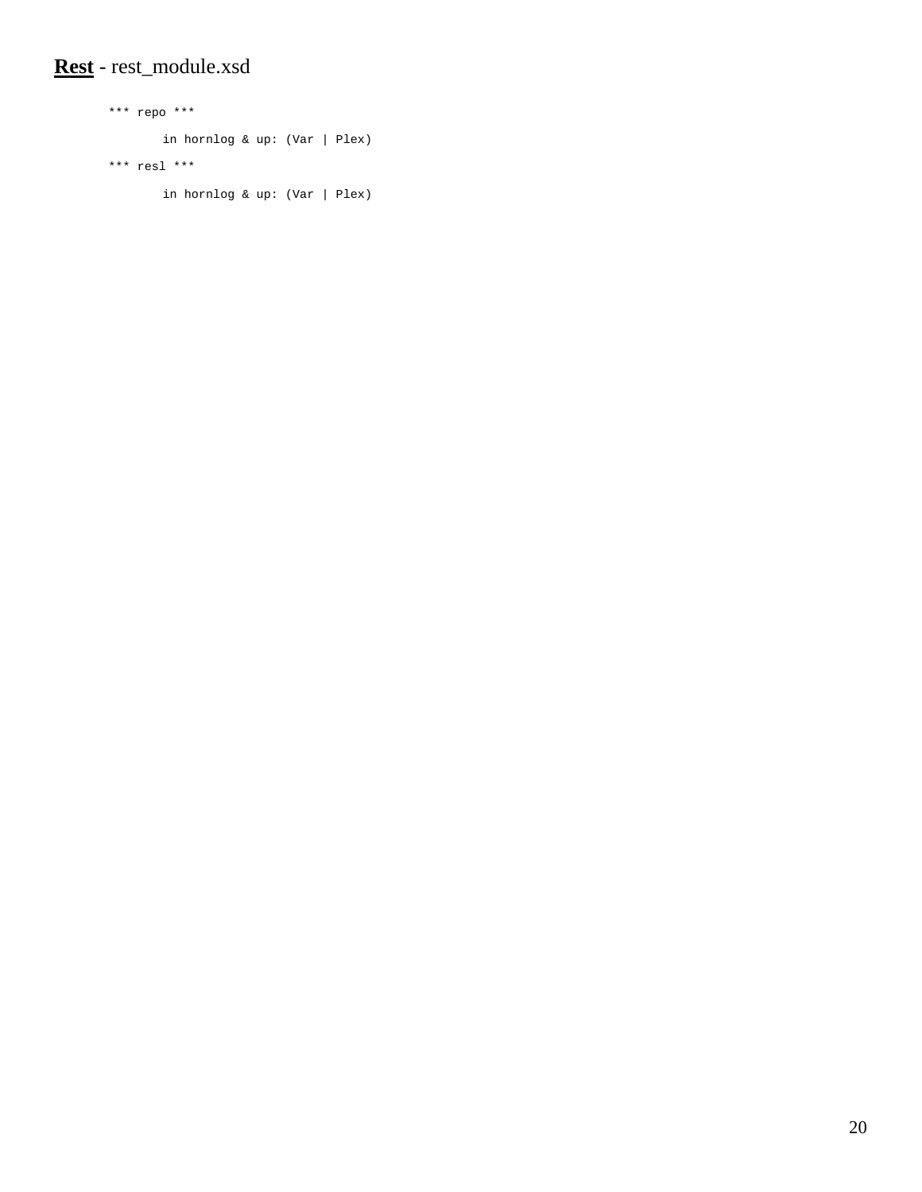**<u>Rest</u>** - rest_module.xsd

```
*** repo ***

       in hornlog & up: (Var | Plex)

*** resl ***

       in hornlog & up: (Var | Plex)
```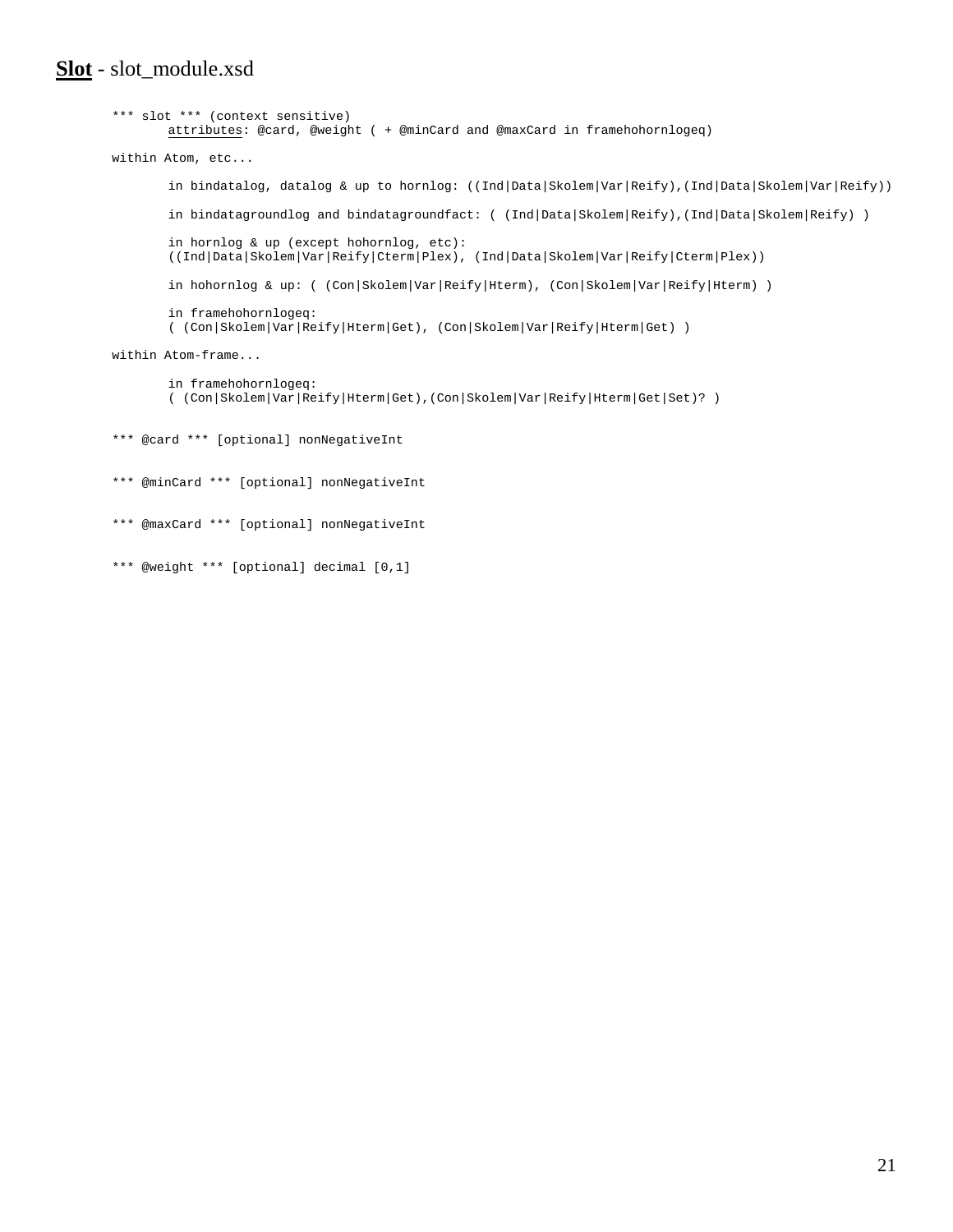## **Slot** - slot_module.xsd

```
*** slot *** (context sensitive)
       attributes: @card, @weight ( + @minCard and @maxCard in framehohornlogeq)

within Atom, etc...

       in bindatalog, datalog & up to hornlog: ((Ind|Data|Skolem|Var|Reify),(Ind|Data|Skolem|Var|Reify))

       in bindatagroundlog and bindatagroundfact: ( (Ind|Data|Skolem|Reify),(Ind|Data|Skolem|Reify) )

       in hornlog & up (except hohornlog, etc):
       ((Ind|Data|Skolem|Var|Reify|Cterm|Plex), (Ind|Data|Skolem|Var|Reify|Cterm|Plex))

       in hohornlog & up: ( (Con|Skolem|Var|Reify|Hterm), (Con|Skolem|Var|Reify|Hterm) )

       in framehohornlogeq:
       ( (Con|Skolem|Var|Reify|Hterm|Get), (Con|Skolem|Var|Reify|Hterm|Get) )

within Atom-frame...

       in framehohornlogeq:
       ( (Con|Skolem|Var|Reify|Hterm|Get),(Con|Skolem|Var|Reify|Hterm|Get|Set)? )


*** @card *** [optional] nonNegativeInt


*** @minCard *** [optional] nonNegativeInt


*** @maxCard *** [optional] nonNegativeInt


*** @weight *** [optional] decimal [0,1]
```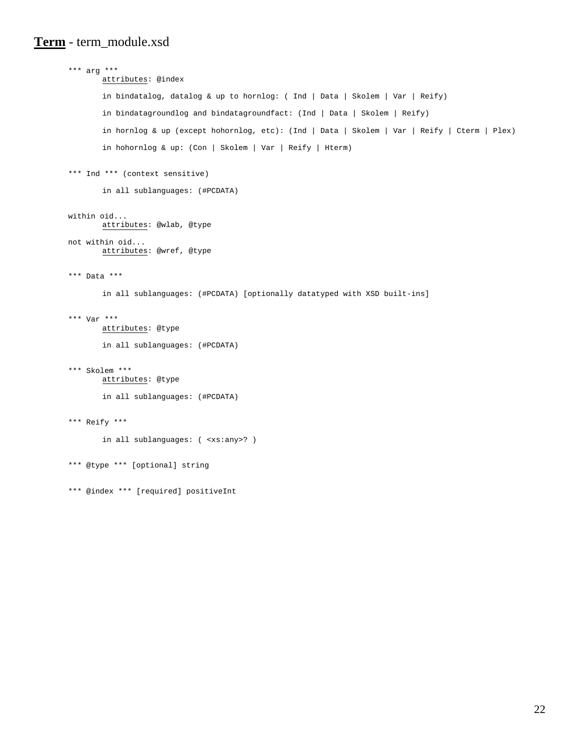**Term** - term_module.xsd

```
*** arg ***
       attributes: @index

       in bindatalog, datalog & up to hornlog: ( Ind | Data | Skolem | Var | Reify)

       in bindatagroundlog and bindatagroundfact: (Ind | Data | Skolem | Reify)

       in hornlog & up (except hohornlog, etc): (Ind | Data | Skolem | Var | Reify | Cterm | Plex)

       in hohornlog & up: (Con | Skolem | Var | Reify | Hterm)


*** Ind *** (context sensitive)

       in all sublanguages: (#PCDATA)


within oid...
       attributes: @wlab, @type

not within oid...
       attributes: @wref, @type


*** Data ***

       in all sublanguages: (#PCDATA) [optionally datatyped with XSD built-ins]


*** Var ***
       attributes: @type

       in all sublanguages: (#PCDATA)


*** Skolem ***
       attributes: @type

       in all sublanguages: (#PCDATA)


*** Reify ***

       in all sublanguages: ( <xs:any>? )


*** @type *** [optional] string


*** @index *** [required] positiveInt
```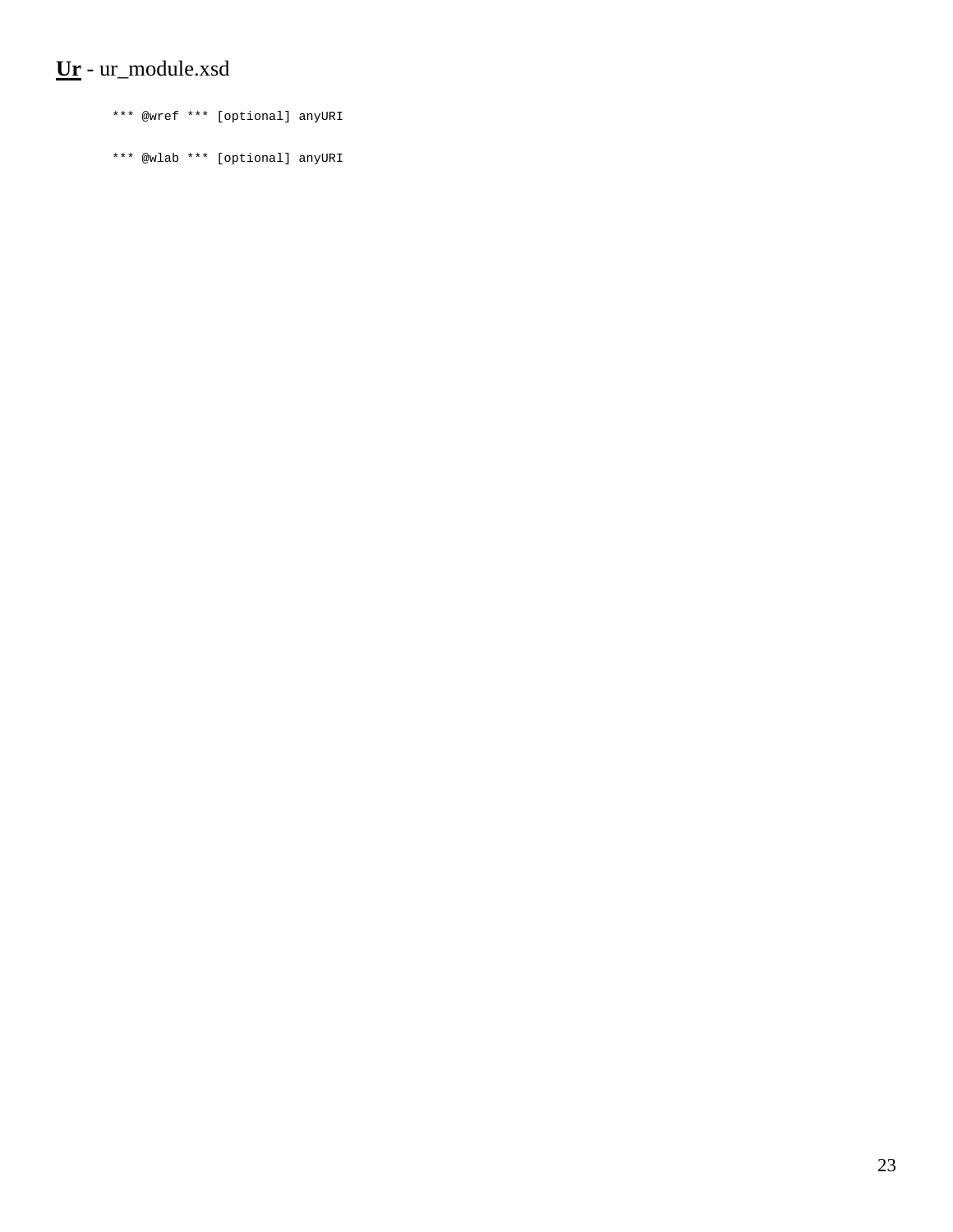## **<u>Ur</u>** - ur_module.xsd

```
*** @wref *** [optional] anyURI

*** @wlab *** [optional] anyURI
```